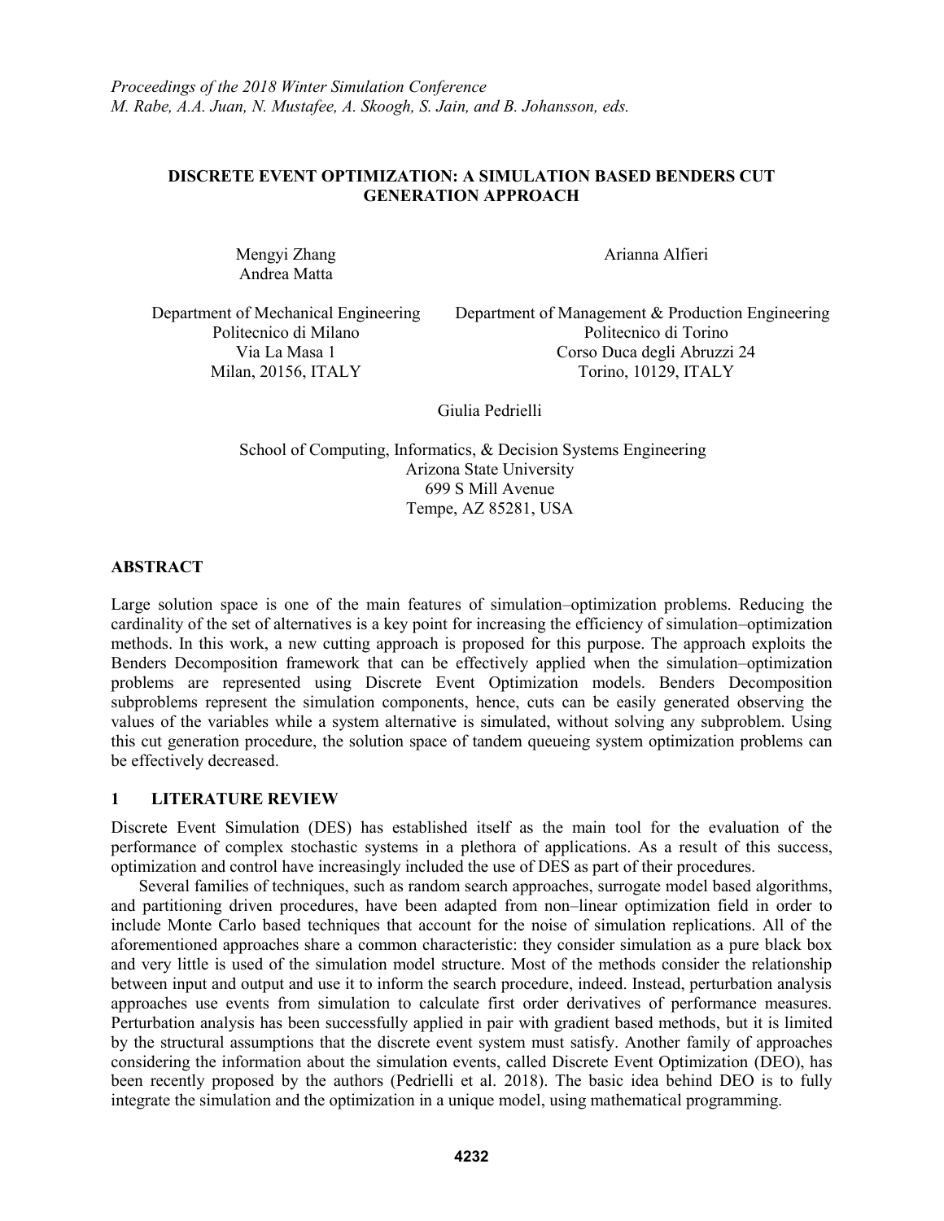# DISCRETE EVENT OPTIMIZATION: A SIMULATION BASED BENDERS CUT GENERATION APPROACH

Mengyi Zhang
Andrea Matta

Department of Mechanical Engineering
Politecnico di Milano
Via La Masa 1
Milan, 20156, ITALY

Arianna Alfieri

Department of Management & Production Engineering
Politecnico di Torino
Corso Duca degli Abruzzi 24
Torino, 10129, ITALY

Giulia Pedrielli

School of Computing, Informatics, & Decision Systems Engineering
Arizona State University
699 S Mill Avenue
Tempe, AZ 85281, USA

## ABSTRACT

Large solution space is one of the main features of simulation–optimization problems. Reducing the cardinality of the set of alternatives is a key point for increasing the efficiency of simulation–optimization methods. In this work, a new cutting approach is proposed for this purpose. The approach exploits the Benders Decomposition framework that can be effectively applied when the simulation–optimization problems are represented using Discrete Event Optimization models. Benders Decomposition subproblems represent the simulation components, hence, cuts can be easily generated observing the values of the variables while a system alternative is simulated, without solving any subproblem. Using this cut generation procedure, the solution space of tandem queueing system optimization problems can be effectively decreased.

## 1 LITERATURE REVIEW

Discrete Event Simulation (DES) has established itself as the main tool for the evaluation of the performance of complex stochastic systems in a plethora of applications. As a result of this success, optimization and control have increasingly included the use of DES as part of their procedures.

Several families of techniques, such as random search approaches, surrogate model based algorithms, and partitioning driven procedures, have been adapted from non–linear optimization field in order to include Monte Carlo based techniques that account for the noise of simulation replications. All of the aforementioned approaches share a common characteristic: they consider simulation as a pure black box and very little is used of the simulation model structure. Most of the methods consider the relationship between input and output and use it to inform the search procedure, indeed. Instead, perturbation analysis approaches use events from simulation to calculate first order derivatives of performance measures. Perturbation analysis has been successfully applied in pair with gradient based methods, but it is limited by the structural assumptions that the discrete event system must satisfy. Another family of approaches considering the information about the simulation events, called Discrete Event Optimization (DEO), has been recently proposed by the authors (Pedrielli et al. 2018). The basic idea behind DEO is to fully integrate the simulation and the optimization in a unique model, using mathematical programming.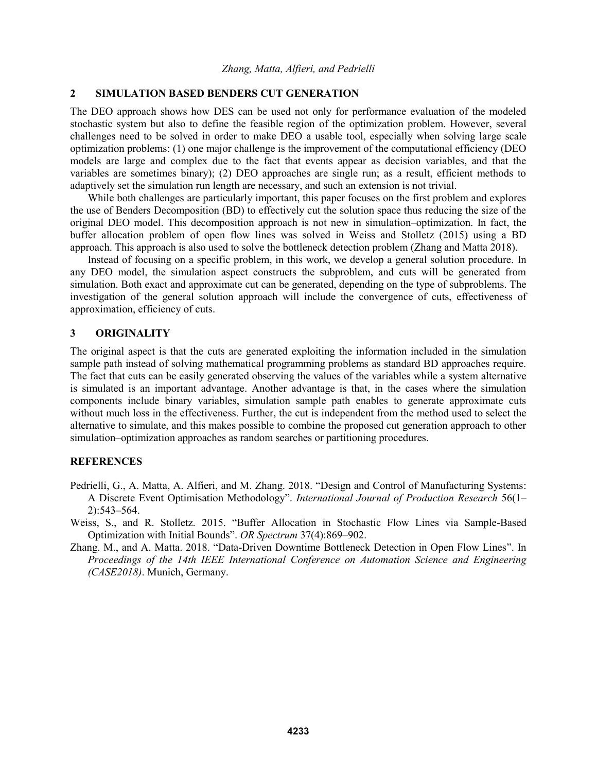## 2 SIMULATION BASED BENDERS CUT GENERATION

The DEO approach shows how DES can be used not only for performance evaluation of the modeled stochastic system but also to define the feasible region of the optimization problem. However, several challenges need to be solved in order to make DEO a usable tool, especially when solving large scale optimization problems: (1) one major challenge is the improvement of the computational efficiency (DEO models are large and complex due to the fact that events appear as decision variables, and that the variables are sometimes binary); (2) DEO approaches are single run; as a result, efficient methods to adaptively set the simulation run length are necessary, and such an extension is not trivial.

While both challenges are particularly important, this paper focuses on the first problem and explores the use of Benders Decomposition (BD) to effectively cut the solution space thus reducing the size of the original DEO model. This decomposition approach is not new in simulation–optimization. In fact, the buffer allocation problem of open flow lines was solved in Weiss and Stolletz (2015) using a BD approach. This approach is also used to solve the bottleneck detection problem (Zhang and Matta 2018).

Instead of focusing on a specific problem, in this work, we develop a general solution procedure. In any DEO model, the simulation aspect constructs the subproblem, and cuts will be generated from simulation. Both exact and approximate cut can be generated, depending on the type of subproblems. The investigation of the general solution approach will include the convergence of cuts, effectiveness of approximation, efficiency of cuts.

## 3 ORIGINALITY

The original aspect is that the cuts are generated exploiting the information included in the simulation sample path instead of solving mathematical programming problems as standard BD approaches require. The fact that cuts can be easily generated observing the values of the variables while a system alternative is simulated is an important advantage. Another advantage is that, in the cases where the simulation components include binary variables, simulation sample path enables to generate approximate cuts without much loss in the effectiveness. Further, the cut is independent from the method used to select the alternative to simulate, and this makes possible to combine the proposed cut generation approach to other simulation–optimization approaches as random searches or partitioning procedures.

## REFERENCES

Pedrielli, G., A. Matta, A. Alfieri, and M. Zhang. 2018. "Design and Control of Manufacturing Systems: A Discrete Event Optimisation Methodology". *International Journal of Production Research* 56(1–2):543–564.

Weiss, S., and R. Stolletz. 2015. "Buffer Allocation in Stochastic Flow Lines via Sample-Based Optimization with Initial Bounds". *OR Spectrum* 37(4):869–902.

Zhang. M., and A. Matta. 2018. "Data-Driven Downtime Bottleneck Detection in Open Flow Lines". In *Proceedings of the 14th IEEE International Conference on Automation Science and Engineering (CASE2018)*. Munich, Germany.